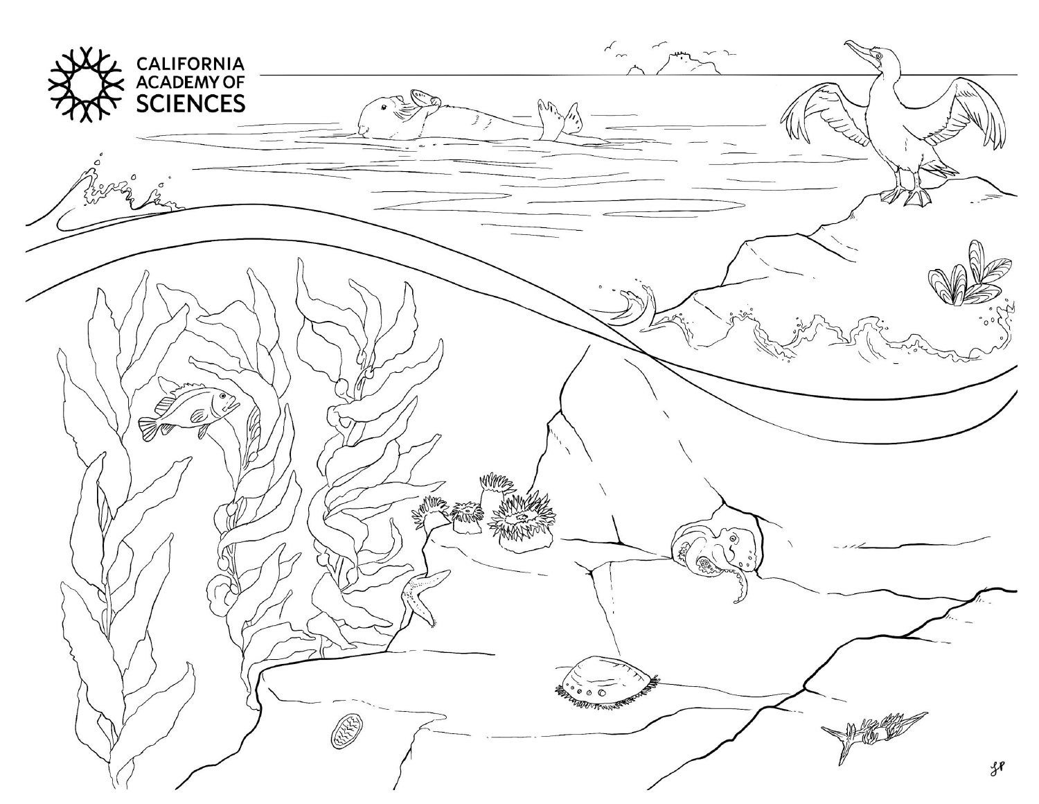CALIFORNIA ACADEMY OF SCIENCES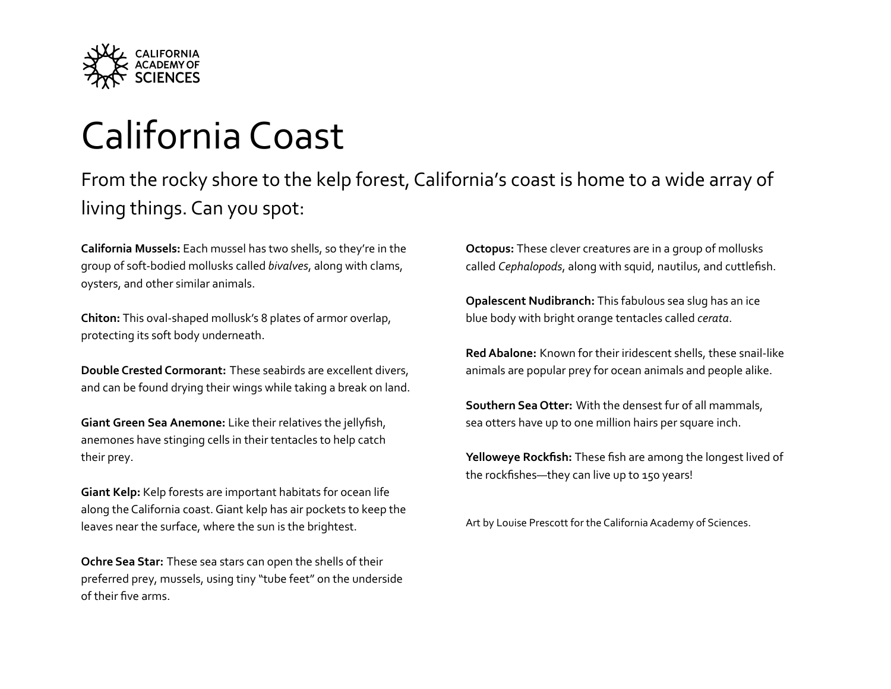CALIFORNIA ACADEMY OF SCIENCES

# California Coast

From the rocky shore to the kelp forest, California's coast is home to a wide array of living things. Can you spot:

**California Mussels:** Each mussel has two shells, so they're in the group of soft-bodied mollusks called *bivalves*, along with clams, oysters, and other similar animals.

**Chiton:** This oval-shaped mollusk's 8 plates of armor overlap, protecting its soft body underneath.

**Double Crested Cormorant:** These seabirds are excellent divers, and can be found drying their wings while taking a break on land.

**Giant Green Sea Anemone:** Like their relatives the jellyfish, anemones have stinging cells in their tentacles to help catch their prey.

**Giant Kelp:** Kelp forests are important habitats for ocean life along the California coast. Giant kelp has air pockets to keep the leaves near the surface, where the sun is the brightest.

**Ochre Sea Star:** These sea stars can open the shells of their preferred prey, mussels, using tiny "tube feet" on the underside of their five arms.

**Octopus:** These clever creatures are in a group of mollusks called *Cephalopods*, along with squid, nautilus, and cuttlefish.

**Opalescent Nudibranch:** This fabulous sea slug has an ice blue body with bright orange tentacles called *cerata*.

**Red Abalone:** Known for their iridescent shells, these snail-like animals are popular prey for ocean animals and people alike.

**Southern Sea Otter:** With the densest fur of all mammals, sea otters have up to one million hairs per square inch.

**Yelloweye Rockfish:** These fish are among the longest lived of the rockfishes—they can live up to 150 years!

Art by Louise Prescott for the California Academy of Sciences.